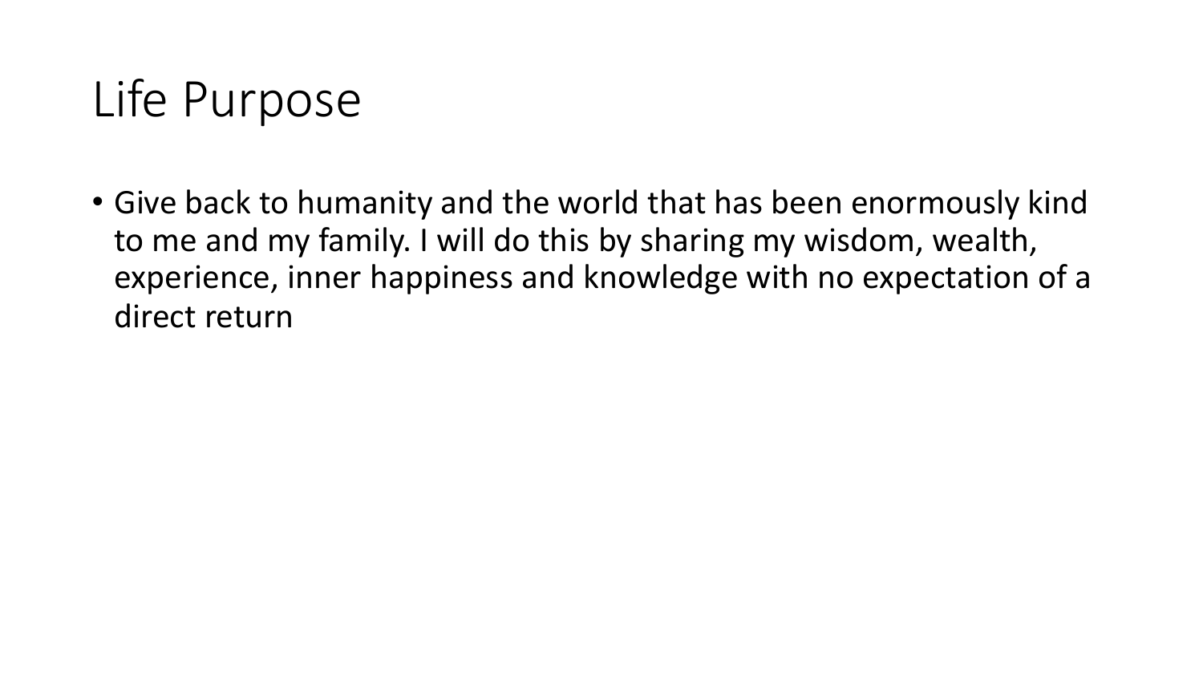# Life Purpose

- Give back to humanity and the world that has been enormously kind to me and my family. I will do this by sharing my wisdom, wealth, experience, inner happiness and knowledge with no expectation of a direct return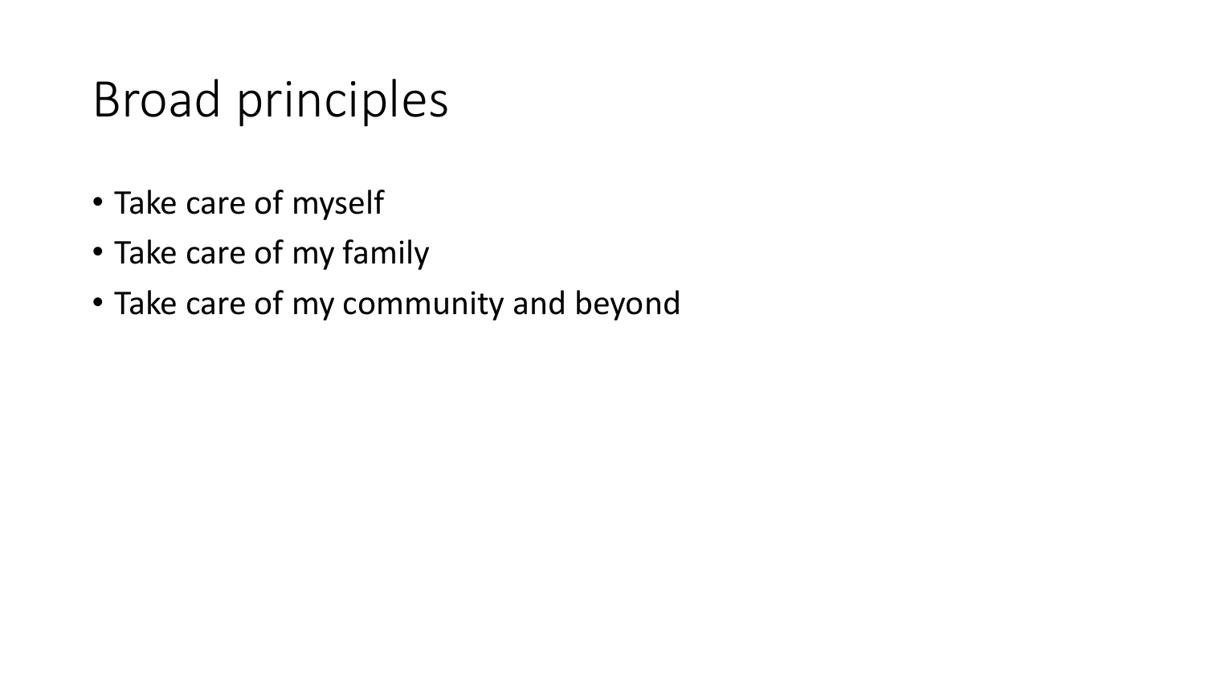# Broad principles

- Take care of myself
- Take care of my family
- Take care of my community and beyond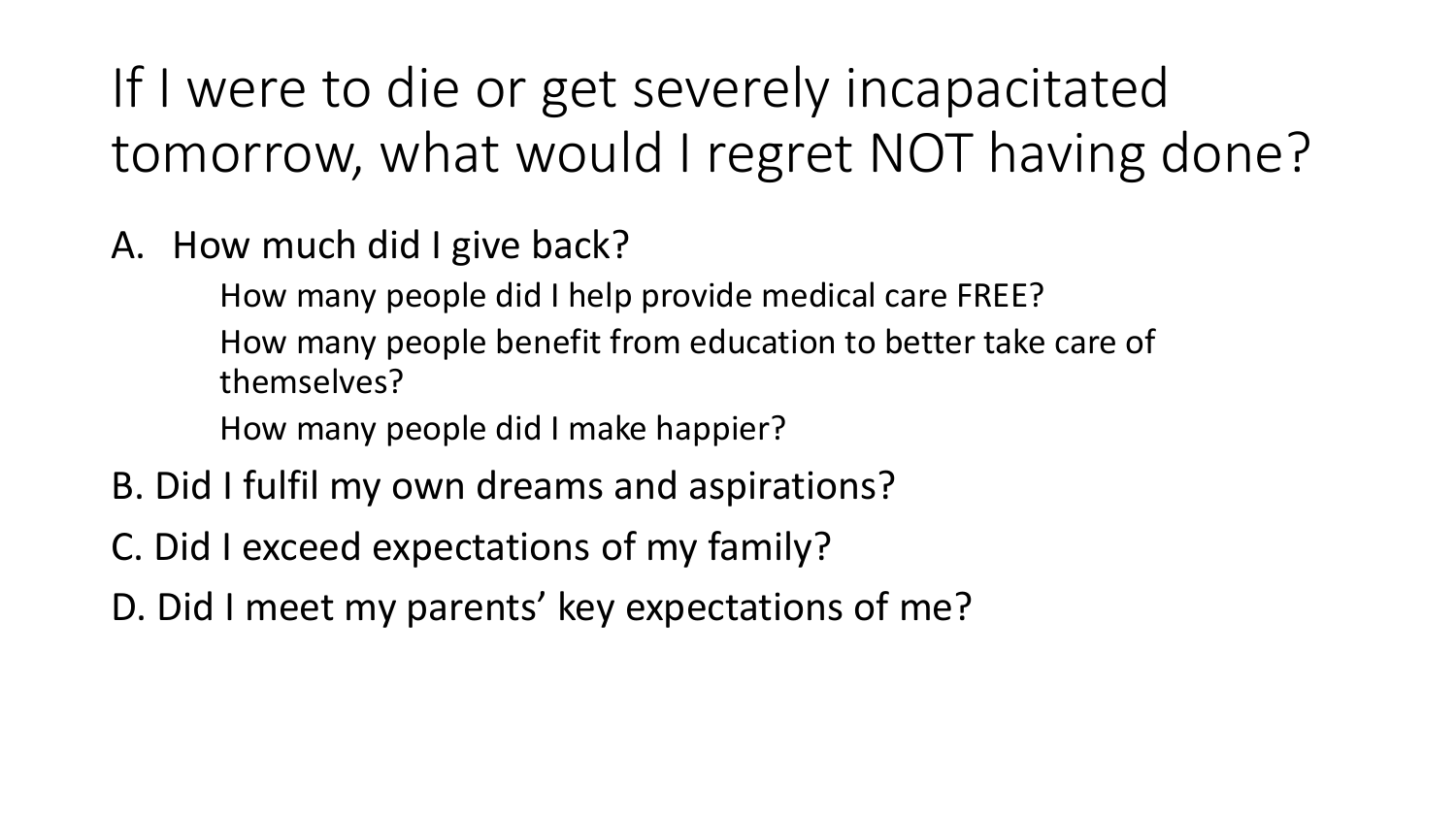# If I were to die or get severely incapacitated tomorrow, what would I regret NOT having done?

A. How much did I give back?
   - How many people did I help provide medical care FREE?
   - How many people benefit from education to better take care of themselves?
   - How many people did I make happier?

B. Did I fulfil my own dreams and aspirations?

C. Did I exceed expectations of my family?

D. Did I meet my parents' key expectations of me?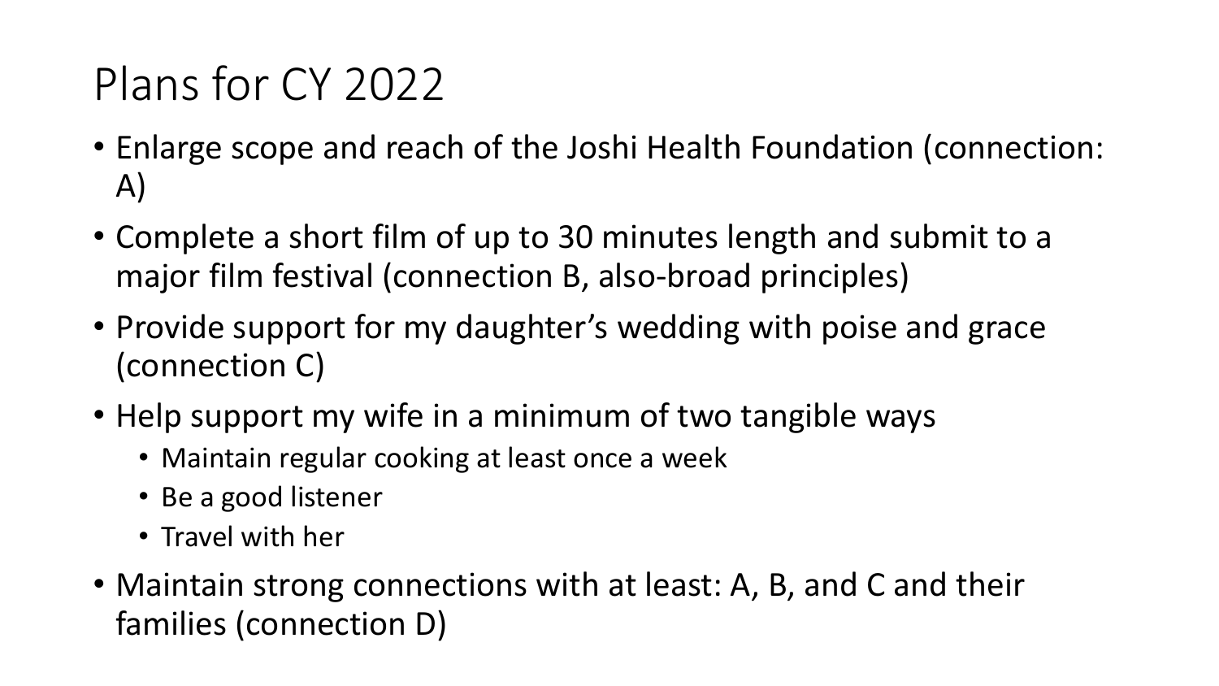# Plans for CY 2022

- Enlarge scope and reach of the Joshi Health Foundation (connection: A)
- Complete a short film of up to 30 minutes length and submit to a major film festival (connection B, also-broad principles)
- Provide support for my daughter's wedding with poise and grace (connection C)
- Help support my wife in a minimum of two tangible ways
  - Maintain regular cooking at least once a week
  - Be a good listener
  - Travel with her
- Maintain strong connections with at least: A, B, and C and their families (connection D)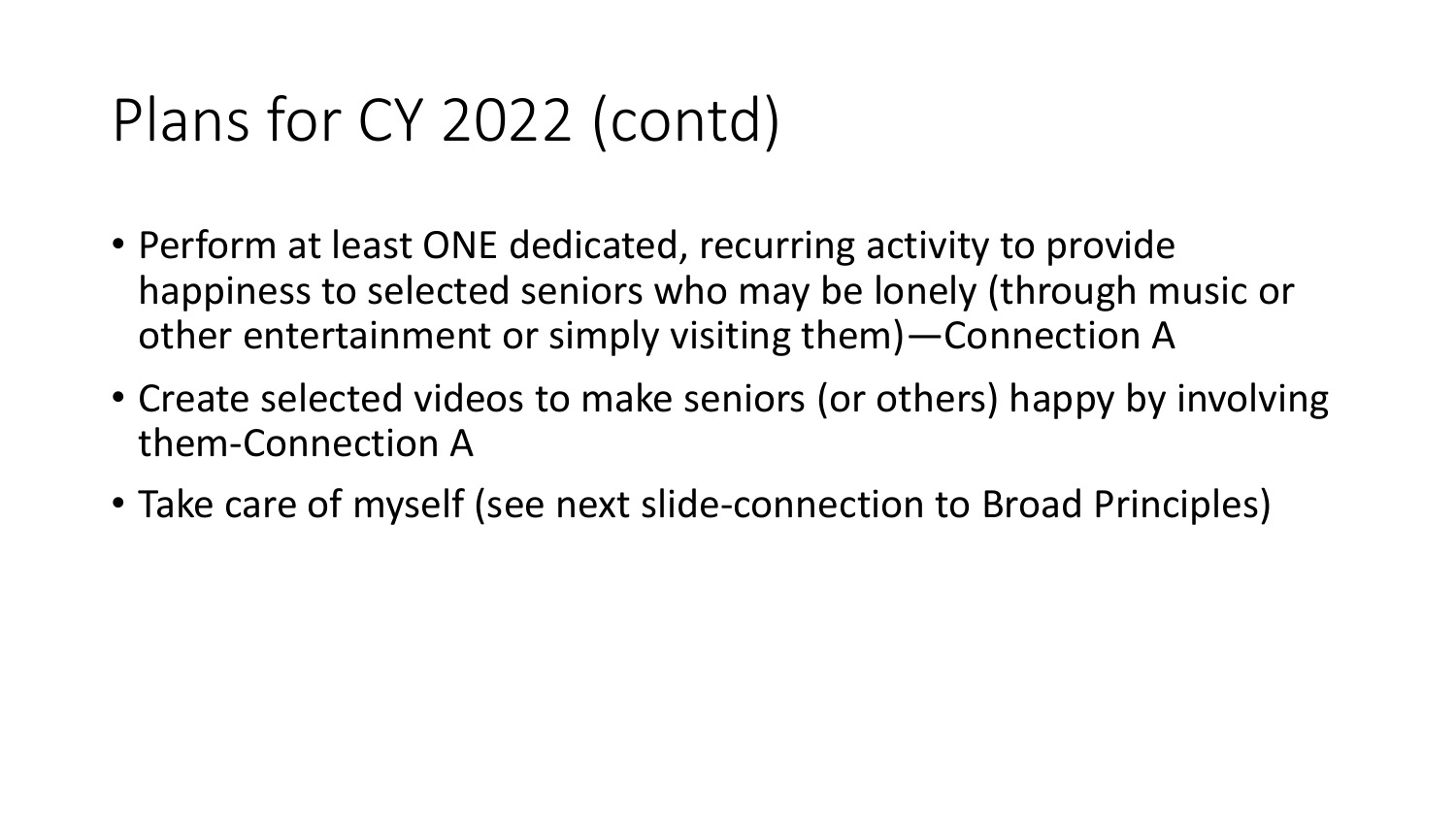# Plans for CY 2022 (contd)

- Perform at least ONE dedicated, recurring activity to provide happiness to selected seniors who may be lonely (through music or other entertainment or simply visiting them)—Connection A
- Create selected videos to make seniors (or others) happy by involving them-Connection A
- Take care of myself (see next slide-connection to Broad Principles)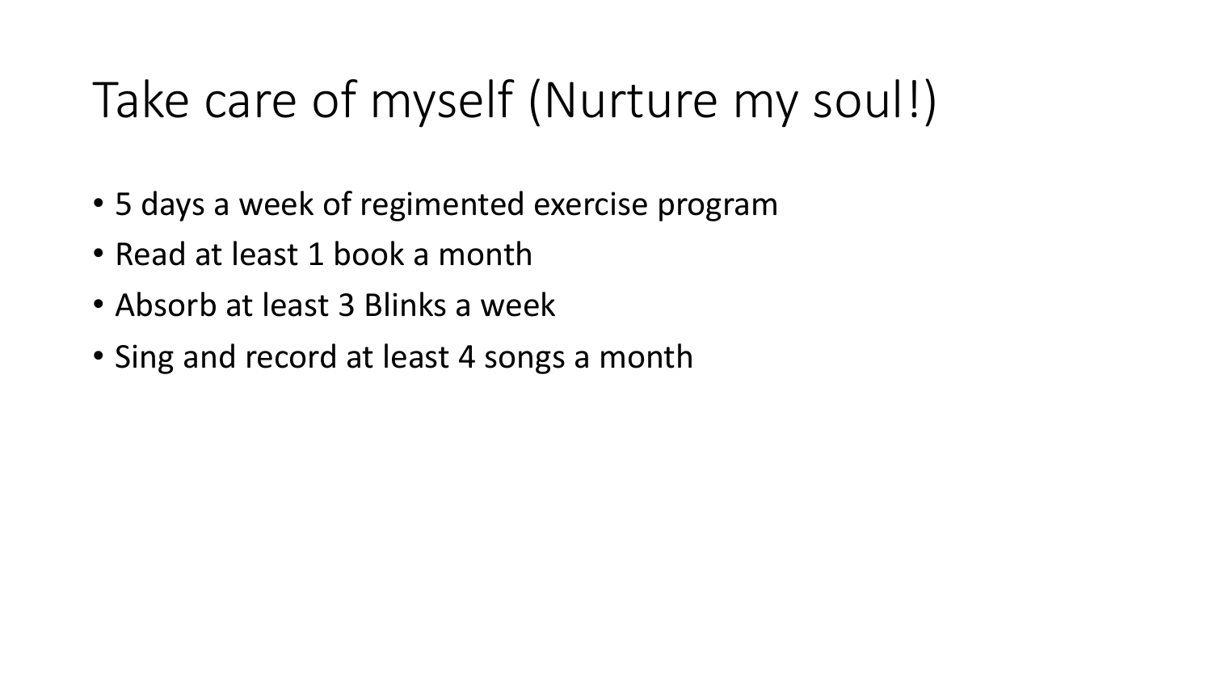# Take care of myself (Nurture my soul!)

- 5 days a week of regimented exercise program
- Read at least 1 book a month
- Absorb at least 3 Blinks a week
- Sing and record at least 4 songs a month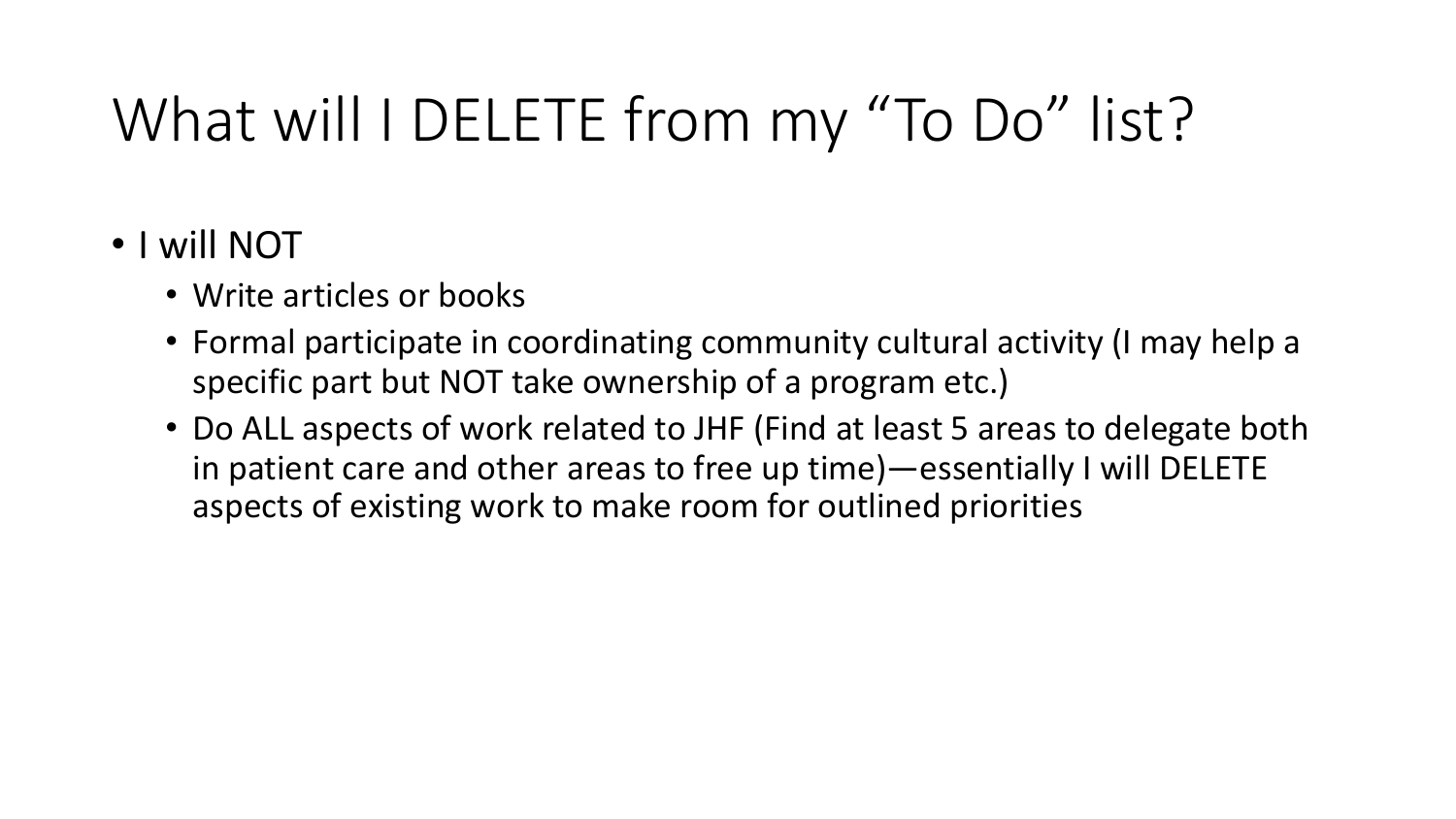# What will I DELETE from my "To Do" list?

- I will NOT
  - Write articles or books
  - Formal participate in coordinating community cultural activity (I may help a specific part but NOT take ownership of a program etc.)
  - Do ALL aspects of work related to JHF (Find at least 5 areas to delegate both in patient care and other areas to free up time)—essentially I will DELETE aspects of existing work to make room for outlined priorities